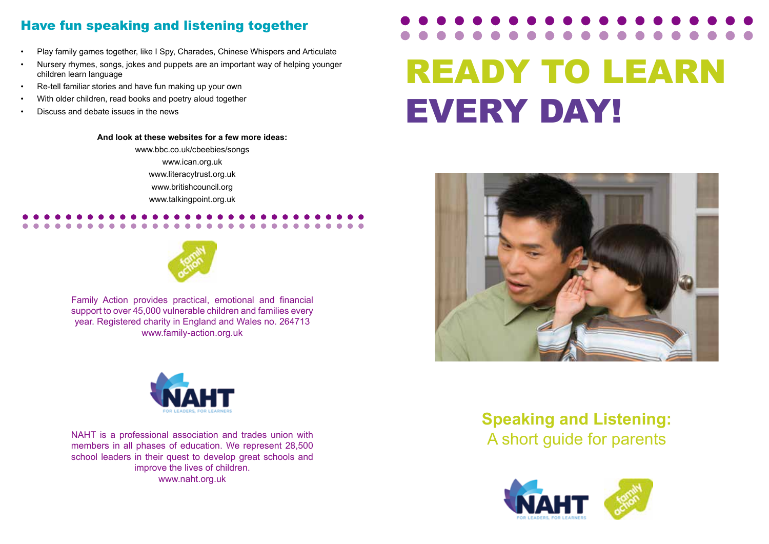## Have fun speaking and listening together

- Play family games together, like I Spy, Charades, Chinese Whispers and Articulate
- Nursery rhymes, songs, jokes and puppets are an important way of helping younger children learn language
- Re-tell familiar stories and have fun making up your own
- With older children, read books and poetry aloud together
- Discuss and debate issues in the news

**And look at these websites for a few more ideas:**

www.bbc.co.uk/cbeebies/songs
www.ican.org.uk
www.literacytrust.org.uk
www.britishcouncil.org
www.talkingpoint.org.uk

Family Action provides practical, emotional and financial support to over 45,000 vulnerable children and families every year. Registered charity in England and Wales no. 264713
www.family-action.org.uk

NAHT is a professional association and trades union with members in all phases of education. We represent 28,500 school leaders in their quest to develop great schools and improve the lives of children.
www.naht.org.uk

# READY TO LEARN EVERY DAY!

## Speaking and Listening:

A short guide for parents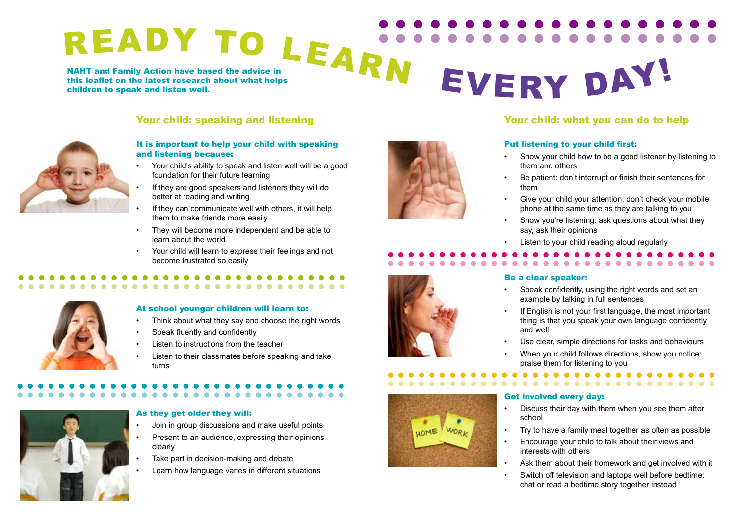# READY TO LEARN EVERY DAY!

**NAHT and Family Action have based the advice in this leaflet on the latest research about what helps children to speak and listen well.**

## Your child: speaking and listening

### It is important to help your child with speaking and listening because:

- Your child's ability to speak and listen well will be a good foundation for their future learning
- If they are good speakers and listeners they will do better at reading and writing
- If they can communicate well with others, it will help them to make friends more easily
- They will become more independent and be able to learn about the world
- Your child will learn to express their feelings and not become frustrated so easily

### At school younger children will learn to:

- Think about what they say and choose the right words
- Speak fluently and confidently
- Listen to instructions from the teacher
- Listen to their classmates before speaking and take turns

### As they get older they will:

- Join in group discussions and make useful points
- Present to an audience, expressing their opinions clearly
- Take part in decision-making and debate
- Learn how language varies in different situations

## Your child: what you can do to help

### Put listening to your child first:

- Show your child how to be a good listener by listening to them and others
- Be patient: don't interrupt or finish their sentences for them
- Give your child your attention: don't check your mobile phone at the same time as they are talking to you
- Show you're listening: ask questions about what they say, ask their opinions
- Listen to your child reading aloud regularly

### Be a clear speaker:

- Speak confidently, using the right words and set an example by talking in full sentences
- If English is not your first language, the most important thing is that you speak your own language confidently and well
- Use clear, simple directions for tasks and behaviours
- When your child follows directions, show you notice: praise them for listening to you

### Get involved every day:

- Discuss their day with them when you see them after school
- Try to have a family meal together as often as possible
- Encourage your child to talk about their views and interests with others
- Ask them about their homework and get involved with it
- Switch off television and laptops well before bedtime: chat or read a bedtime story together instead